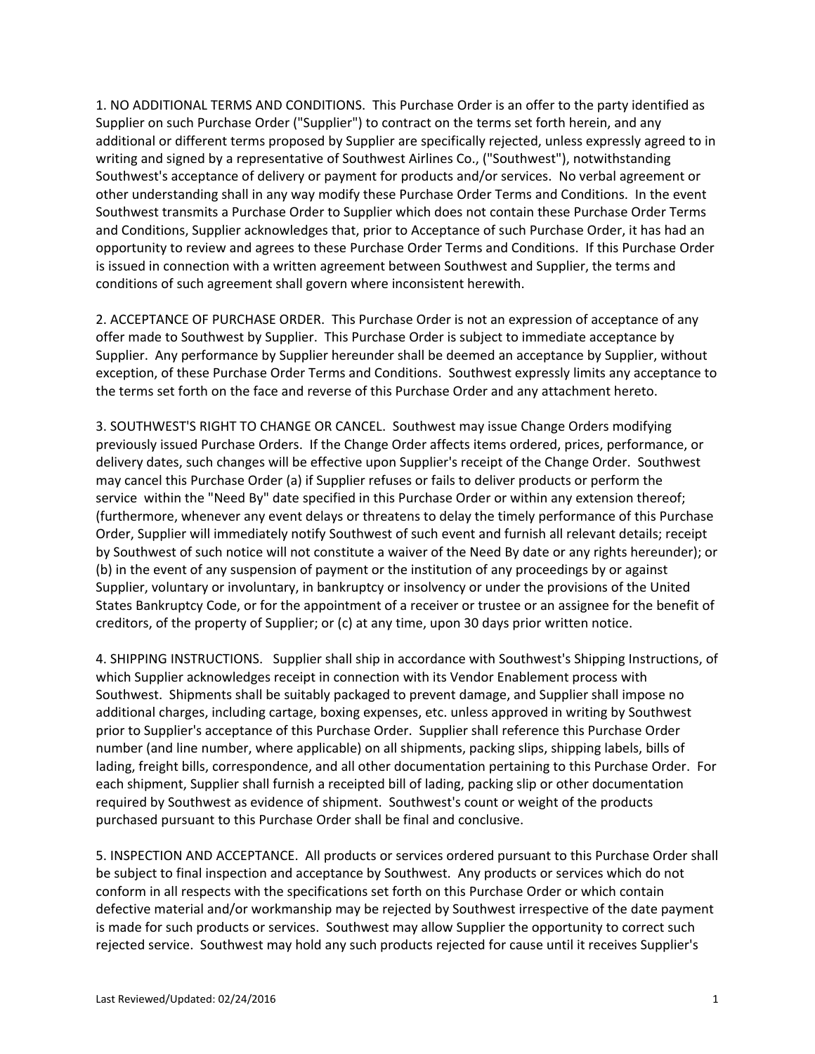1. NO ADDITIONAL TERMS AND CONDITIONS. This Purchase Order is an offer to the party identified as Supplier on such Purchase Order ("Supplier") to contract on the terms set forth herein, and any additional or different terms proposed by Supplier are specifically rejected, unless expressly agreed to in writing and signed by a representative of Southwest Airlines Co., ("Southwest"), notwithstanding Southwest's acceptance of delivery or payment for products and/or services. No verbal agreement or other understanding shall in any way modify these Purchase Order Terms and Conditions. In the event Southwest transmits a Purchase Order to Supplier which does not contain these Purchase Order Terms and Conditions, Supplier acknowledges that, prior to Acceptance of such Purchase Order, it has had an opportunity to review and agrees to these Purchase Order Terms and Conditions. If this Purchase Order is issued in connection with a written agreement between Southwest and Supplier, the terms and conditions of such agreement shall govern where inconsistent herewith.

2. ACCEPTANCE OF PURCHASE ORDER. This Purchase Order is not an expression of acceptance of any offer made to Southwest by Supplier. This Purchase Order is subject to immediate acceptance by Supplier. Any performance by Supplier hereunder shall be deemed an acceptance by Supplier, without exception, of these Purchase Order Terms and Conditions. Southwest expressly limits any acceptance to the terms set forth on the face and reverse of this Purchase Order and any attachment hereto.

3. SOUTHWEST'S RIGHT TO CHANGE OR CANCEL. Southwest may issue Change Orders modifying previously issued Purchase Orders. If the Change Order affects items ordered, prices, performance, or delivery dates, such changes will be effective upon Supplier's receipt of the Change Order. Southwest may cancel this Purchase Order (a) if Supplier refuses or fails to deliver products or perform the service within the "Need By" date specified in this Purchase Order or within any extension thereof; (furthermore, whenever any event delays or threatens to delay the timely performance of this Purchase Order, Supplier will immediately notify Southwest of such event and furnish all relevant details; receipt by Southwest of such notice will not constitute a waiver of the Need By date or any rights hereunder); or (b) in the event of any suspension of payment or the institution of any proceedings by or against Supplier, voluntary or involuntary, in bankruptcy or insolvency or under the provisions of the United States Bankruptcy Code, or for the appointment of a receiver or trustee or an assignee for the benefit of creditors, of the property of Supplier; or (c) at any time, upon 30 days prior written notice.

4. SHIPPING INSTRUCTIONS. Supplier shall ship in accordance with Southwest's Shipping Instructions, of which Supplier acknowledges receipt in connection with its Vendor Enablement process with Southwest. Shipments shall be suitably packaged to prevent damage, and Supplier shall impose no additional charges, including cartage, boxing expenses, etc. unless approved in writing by Southwest prior to Supplier's acceptance of this Purchase Order. Supplier shall reference this Purchase Order number (and line number, where applicable) on all shipments, packing slips, shipping labels, bills of lading, freight bills, correspondence, and all other documentation pertaining to this Purchase Order. For each shipment, Supplier shall furnish a receipted bill of lading, packing slip or other documentation required by Southwest as evidence of shipment. Southwest's count or weight of the products purchased pursuant to this Purchase Order shall be final and conclusive.

5. INSPECTION AND ACCEPTANCE. All products or services ordered pursuant to this Purchase Order shall be subject to final inspection and acceptance by Southwest. Any products or services which do not conform in all respects with the specifications set forth on this Purchase Order or which contain defective material and/or workmanship may be rejected by Southwest irrespective of the date payment is made for such products or services. Southwest may allow Supplier the opportunity to correct such rejected service. Southwest may hold any such products rejected for cause until it receives Supplier's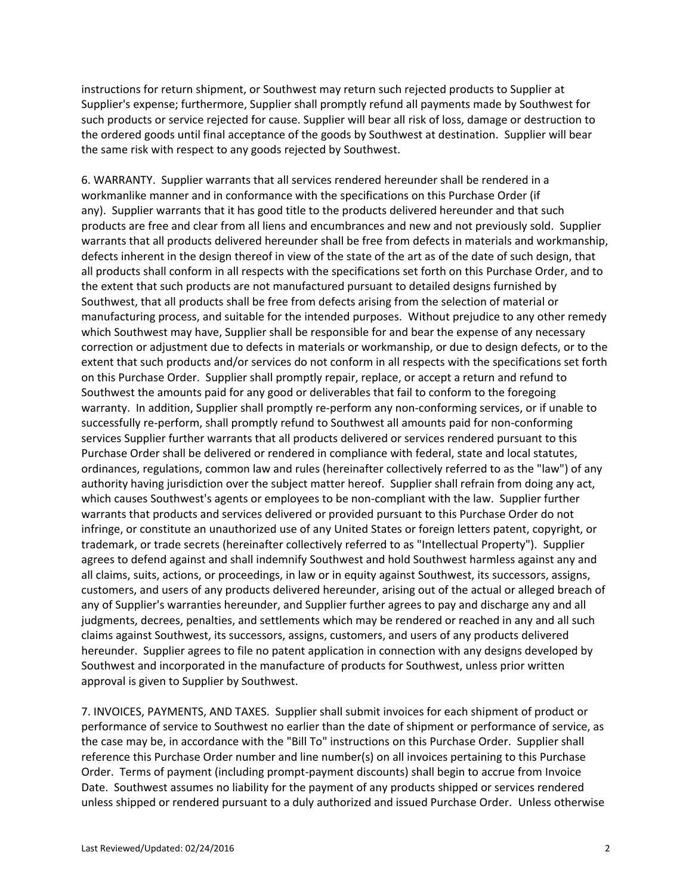instructions for return shipment, or Southwest may return such rejected products to Supplier at Supplier's expense; furthermore, Supplier shall promptly refund all payments made by Southwest for such products or service rejected for cause. Supplier will bear all risk of loss, damage or destruction to the ordered goods until final acceptance of the goods by Southwest at destination. Supplier will bear the same risk with respect to any goods rejected by Southwest.

6. WARRANTY. Supplier warrants that all services rendered hereunder shall be rendered in a workmanlike manner and in conformance with the specifications on this Purchase Order (if any). Supplier warrants that it has good title to the products delivered hereunder and that such products are free and clear from all liens and encumbrances and new and not previously sold. Supplier warrants that all products delivered hereunder shall be free from defects in materials and workmanship, defects inherent in the design thereof in view of the state of the art as of the date of such design, that all products shall conform in all respects with the specifications set forth on this Purchase Order, and to the extent that such products are not manufactured pursuant to detailed designs furnished by Southwest, that all products shall be free from defects arising from the selection of material or manufacturing process, and suitable for the intended purposes. Without prejudice to any other remedy which Southwest may have, Supplier shall be responsible for and bear the expense of any necessary correction or adjustment due to defects in materials or workmanship, or due to design defects, or to the extent that such products and/or services do not conform in all respects with the specifications set forth on this Purchase Order. Supplier shall promptly repair, replace, or accept a return and refund to Southwest the amounts paid for any good or deliverables that fail to conform to the foregoing warranty. In addition, Supplier shall promptly re-perform any non-conforming services, or if unable to successfully re-perform, shall promptly refund to Southwest all amounts paid for non-conforming services Supplier further warrants that all products delivered or services rendered pursuant to this Purchase Order shall be delivered or rendered in compliance with federal, state and local statutes, ordinances, regulations, common law and rules (hereinafter collectively referred to as the "law") of any authority having jurisdiction over the subject matter hereof. Supplier shall refrain from doing any act, which causes Southwest's agents or employees to be non-compliant with the law. Supplier further warrants that products and services delivered or provided pursuant to this Purchase Order do not infringe, or constitute an unauthorized use of any United States or foreign letters patent, copyright, or trademark, or trade secrets (hereinafter collectively referred to as "Intellectual Property"). Supplier agrees to defend against and shall indemnify Southwest and hold Southwest harmless against any and all claims, suits, actions, or proceedings, in law or in equity against Southwest, its successors, assigns, customers, and users of any products delivered hereunder, arising out of the actual or alleged breach of any of Supplier's warranties hereunder, and Supplier further agrees to pay and discharge any and all judgments, decrees, penalties, and settlements which may be rendered or reached in any and all such claims against Southwest, its successors, assigns, customers, and users of any products delivered hereunder. Supplier agrees to file no patent application in connection with any designs developed by Southwest and incorporated in the manufacture of products for Southwest, unless prior written approval is given to Supplier by Southwest.

7. INVOICES, PAYMENTS, AND TAXES. Supplier shall submit invoices for each shipment of product or performance of service to Southwest no earlier than the date of shipment or performance of service, as the case may be, in accordance with the "Bill To" instructions on this Purchase Order. Supplier shall reference this Purchase Order number and line number(s) on all invoices pertaining to this Purchase Order. Terms of payment (including prompt-payment discounts) shall begin to accrue from Invoice Date. Southwest assumes no liability for the payment of any products shipped or services rendered unless shipped or rendered pursuant to a duly authorized and issued Purchase Order. Unless otherwise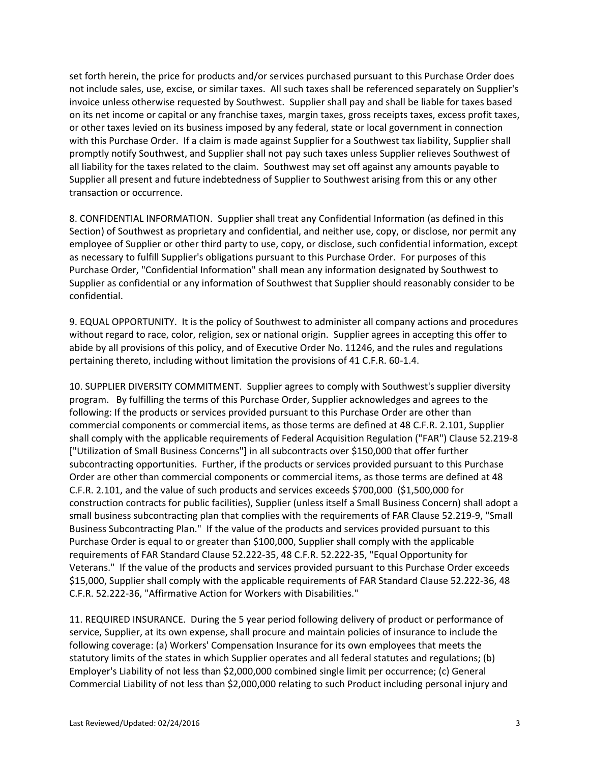set forth herein, the price for products and/or services purchased pursuant to this Purchase Order does not include sales, use, excise, or similar taxes. All such taxes shall be referenced separately on Supplier's invoice unless otherwise requested by Southwest. Supplier shall pay and shall be liable for taxes based on its net income or capital or any franchise taxes, margin taxes, gross receipts taxes, excess profit taxes, or other taxes levied on its business imposed by any federal, state or local government in connection with this Purchase Order. If a claim is made against Supplier for a Southwest tax liability, Supplier shall promptly notify Southwest, and Supplier shall not pay such taxes unless Supplier relieves Southwest of all liability for the taxes related to the claim. Southwest may set off against any amounts payable to Supplier all present and future indebtedness of Supplier to Southwest arising from this or any other transaction or occurrence.

8. CONFIDENTIAL INFORMATION. Supplier shall treat any Confidential Information (as defined in this Section) of Southwest as proprietary and confidential, and neither use, copy, or disclose, nor permit any employee of Supplier or other third party to use, copy, or disclose, such confidential information, except as necessary to fulfill Supplier's obligations pursuant to this Purchase Order. For purposes of this Purchase Order, "Confidential Information" shall mean any information designated by Southwest to Supplier as confidential or any information of Southwest that Supplier should reasonably consider to be confidential.

9. EQUAL OPPORTUNITY. It is the policy of Southwest to administer all company actions and procedures without regard to race, color, religion, sex or national origin. Supplier agrees in accepting this offer to abide by all provisions of this policy, and of Executive Order No. 11246, and the rules and regulations pertaining thereto, including without limitation the provisions of 41 C.F.R. 60-1.4.

10. SUPPLIER DIVERSITY COMMITMENT. Supplier agrees to comply with Southwest's supplier diversity program. By fulfilling the terms of this Purchase Order, Supplier acknowledges and agrees to the following: If the products or services provided pursuant to this Purchase Order are other than commercial components or commercial items, as those terms are defined at 48 C.F.R. 2.101, Supplier shall comply with the applicable requirements of Federal Acquisition Regulation ("FAR") Clause 52.219-8 ["Utilization of Small Business Concerns"] in all subcontracts over $150,000 that offer further subcontracting opportunities. Further, if the products or services provided pursuant to this Purchase Order are other than commercial components or commercial items, as those terms are defined at 48 C.F.R. 2.101, and the value of such products and services exceeds $700,000 ($1,500,000 for construction contracts for public facilities), Supplier (unless itself a Small Business Concern) shall adopt a small business subcontracting plan that complies with the requirements of FAR Clause 52.219-9, "Small Business Subcontracting Plan." If the value of the products and services provided pursuant to this Purchase Order is equal to or greater than $100,000, Supplier shall comply with the applicable requirements of FAR Standard Clause 52.222-35, 48 C.F.R. 52.222-35, "Equal Opportunity for Veterans." If the value of the products and services provided pursuant to this Purchase Order exceeds $15,000, Supplier shall comply with the applicable requirements of FAR Standard Clause 52.222-36, 48 C.F.R. 52.222-36, "Affirmative Action for Workers with Disabilities."

11. REQUIRED INSURANCE. During the 5 year period following delivery of product or performance of service, Supplier, at its own expense, shall procure and maintain policies of insurance to include the following coverage: (a) Workers' Compensation Insurance for its own employees that meets the statutory limits of the states in which Supplier operates and all federal statutes and regulations; (b) Employer's Liability of not less than $2,000,000 combined single limit per occurrence; (c) General Commercial Liability of not less than $2,000,000 relating to such Product including personal injury and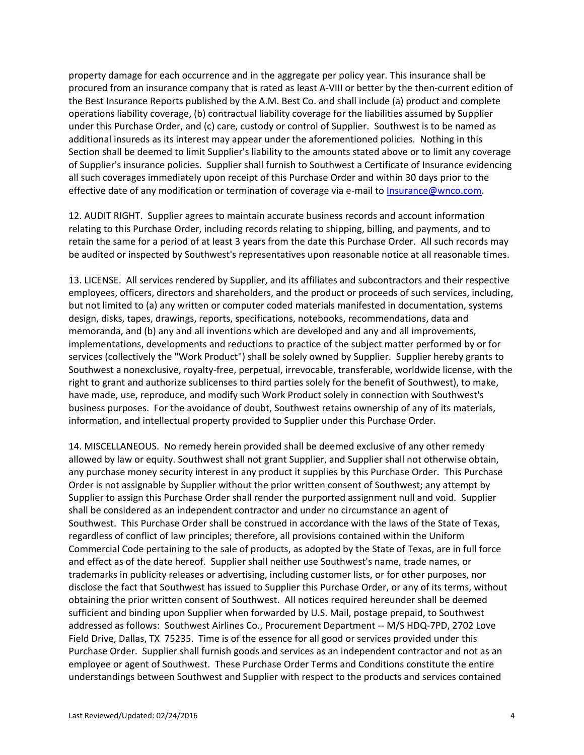property damage for each occurrence and in the aggregate per policy year. This insurance shall be procured from an insurance company that is rated as least A-VIII or better by the then-current edition of the Best Insurance Reports published by the A.M. Best Co. and shall include (a) product and complete operations liability coverage, (b) contractual liability coverage for the liabilities assumed by Supplier under this Purchase Order, and (c) care, custody or control of Supplier. Southwest is to be named as additional insureds as its interest may appear under the aforementioned policies. Nothing in this Section shall be deemed to limit Supplier's liability to the amounts stated above or to limit any coverage of Supplier's insurance policies. Supplier shall furnish to Southwest a Certificate of Insurance evidencing all such coverages immediately upon receipt of this Purchase Order and within 30 days prior to the effective date of any modification or termination of coverage via e-mail to [Insurance@wnco.com](mailto:Insurance@wnco.com).

12. AUDIT RIGHT. Supplier agrees to maintain accurate business records and account information relating to this Purchase Order, including records relating to shipping, billing, and payments, and to retain the same for a period of at least 3 years from the date this Purchase Order. All such records may be audited or inspected by Southwest's representatives upon reasonable notice at all reasonable times.

13. LICENSE. All services rendered by Supplier, and its affiliates and subcontractors and their respective employees, officers, directors and shareholders, and the product or proceeds of such services, including, but not limited to (a) any written or computer coded materials manifested in documentation, systems design, disks, tapes, drawings, reports, specifications, notebooks, recommendations, data and memoranda, and (b) any and all inventions which are developed and any and all improvements, implementations, developments and reductions to practice of the subject matter performed by or for services (collectively the "Work Product") shall be solely owned by Supplier. Supplier hereby grants to Southwest a nonexclusive, royalty-free, perpetual, irrevocable, transferable, worldwide license, with the right to grant and authorize sublicenses to third parties solely for the benefit of Southwest), to make, have made, use, reproduce, and modify such Work Product solely in connection with Southwest's business purposes. For the avoidance of doubt, Southwest retains ownership of any of its materials, information, and intellectual property provided to Supplier under this Purchase Order.

14. MISCELLANEOUS. No remedy herein provided shall be deemed exclusive of any other remedy allowed by law or equity. Southwest shall not grant Supplier, and Supplier shall not otherwise obtain, any purchase money security interest in any product it supplies by this Purchase Order. This Purchase Order is not assignable by Supplier without the prior written consent of Southwest; any attempt by Supplier to assign this Purchase Order shall render the purported assignment null and void. Supplier shall be considered as an independent contractor and under no circumstance an agent of Southwest. This Purchase Order shall be construed in accordance with the laws of the State of Texas, regardless of conflict of law principles; therefore, all provisions contained within the Uniform Commercial Code pertaining to the sale of products, as adopted by the State of Texas, are in full force and effect as of the date hereof. Supplier shall neither use Southwest's name, trade names, or trademarks in publicity releases or advertising, including customer lists, or for other purposes, nor disclose the fact that Southwest has issued to Supplier this Purchase Order, or any of its terms, without obtaining the prior written consent of Southwest. All notices required hereunder shall be deemed sufficient and binding upon Supplier when forwarded by U.S. Mail, postage prepaid, to Southwest addressed as follows: Southwest Airlines Co., Procurement Department -- M/S HDQ-7PD, 2702 Love Field Drive, Dallas, TX 75235. Time is of the essence for all good or services provided under this Purchase Order. Supplier shall furnish goods and services as an independent contractor and not as an employee or agent of Southwest. These Purchase Order Terms and Conditions constitute the entire understandings between Southwest and Supplier with respect to the products and services contained

Last Reviewed/Updated: 02/24/2016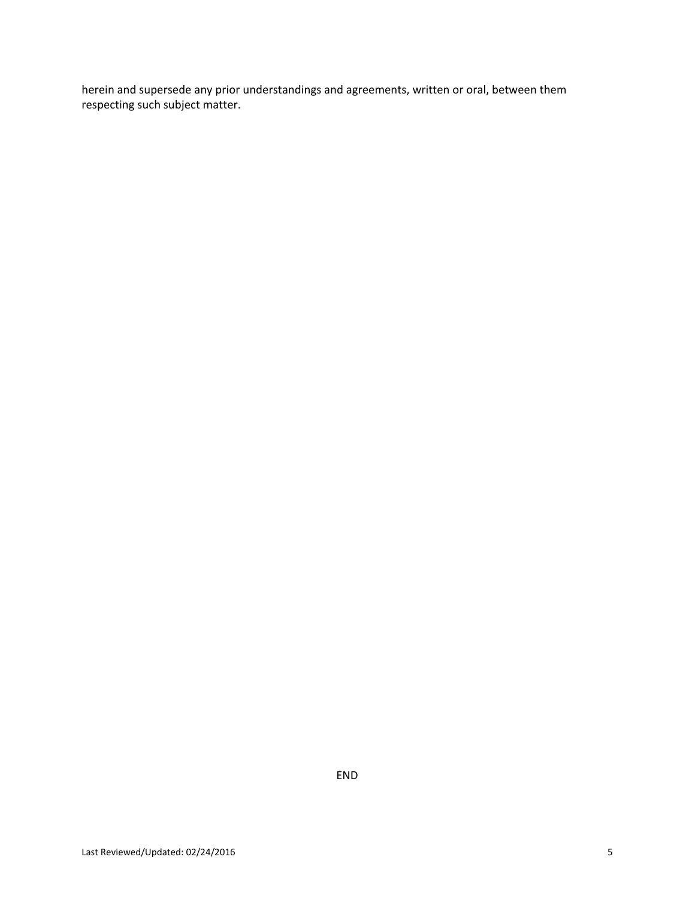herein and supersede any prior understandings and agreements, written or oral, between them respecting such subject matter.

END

Last Reviewed/Updated: 02/24/2016